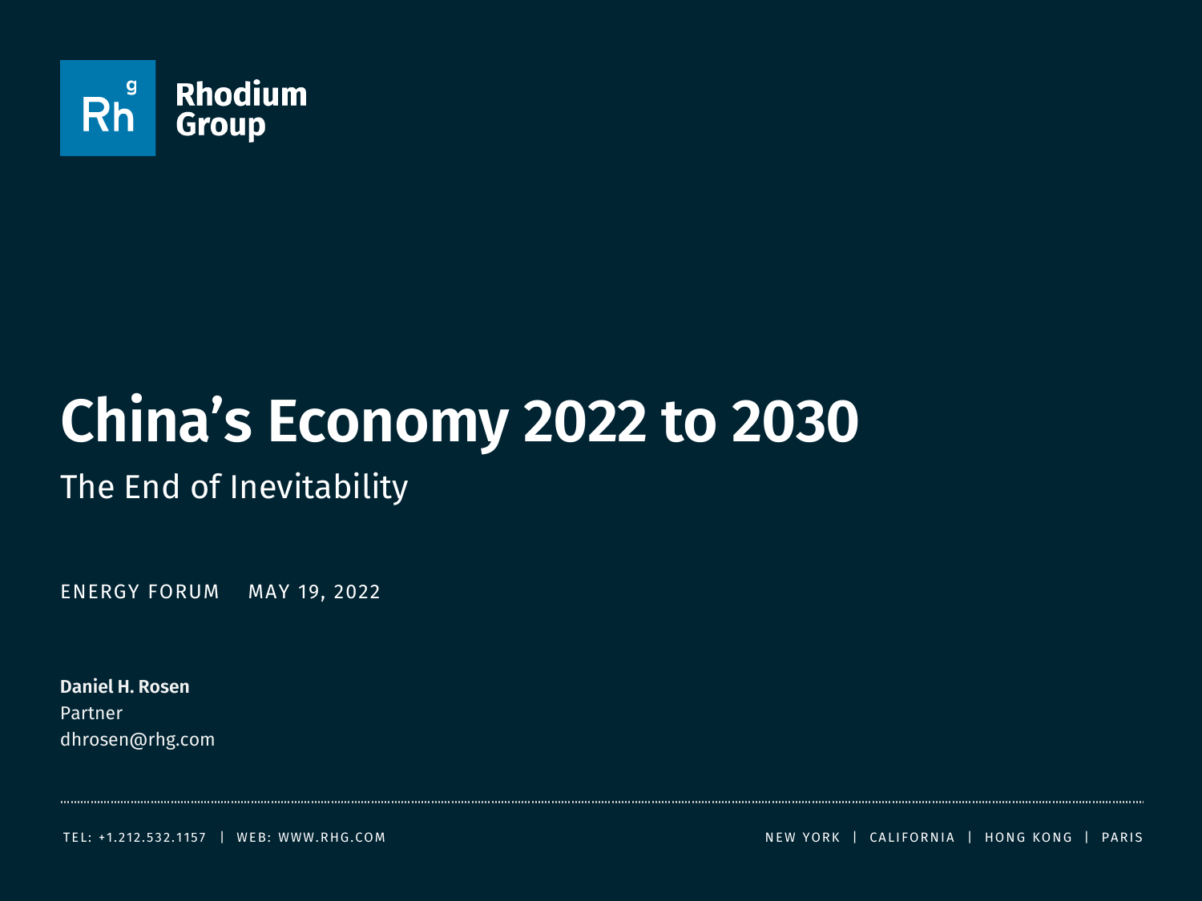Rhodium Group

# China's Economy 2022 to 2030

## The End of Inevitability

ENERGY FORUM MAY 19, 2022

**Daniel H. Rosen**
Partner
dhrosen@rhg.com

TEL: +1.212.532.1157 | WEB: WWW.RHG.COM

NEW YORK | CALIFORNIA | HONG KONG | PARIS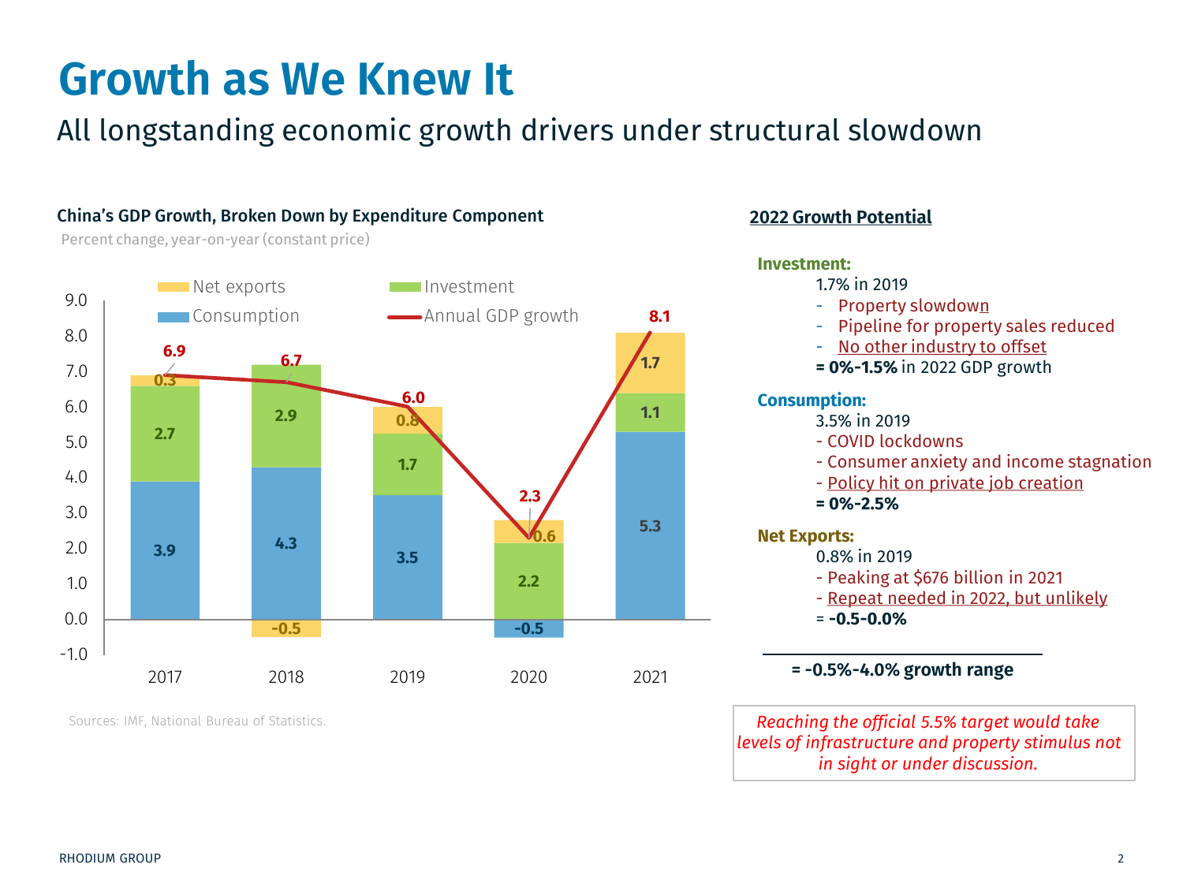# Growth as We Knew It

All longstanding economic growth drivers under structural slowdown

**China's GDP Growth, Broken Down by Expenditure Component**

Percent change, year-on-year (constant price)

| Year | Consumption | Investment | Net exports | Annual GDP growth |
|---|---|---|---|---|
| 2017 | 3.9 | 2.7 | 0.3 | 6.9 |
| 2018 | 4.3 | 2.9 | -0.5 | 6.7 |
| 2019 | 3.5 | 1.7 | 0.8 | 6.0 |
| 2020 | -0.5 | 2.2 | 0.6 | 2.3 |
| 2021 | 5.3 | 1.1 | 1.7 | 8.1 |

Sources: IMF, National Bureau of Statistics.

## 2022 Growth Potential

**Investment:**

1.7% in 2019

- Property slowdown
- Pipeline for property sales reduced
- No other industry to offset

**= 0%-1.5%** in 2022 GDP growth

**Consumption:**

3.5% in 2019

- COVID lockdowns
- Consumer anxiety and income stagnation
- Policy hit on private job creation

**= 0%-2.5%**

**Net Exports:**

0.8% in 2019

- Peaking at $676 billion in 2021
- Repeat needed in 2022, but unlikely

= **-0.5-0.0%**

**= -0.5%-4.0% growth range**

*Reaching the official 5.5% target would take levels of infrastructure and property stimulus not in sight or under discussion.*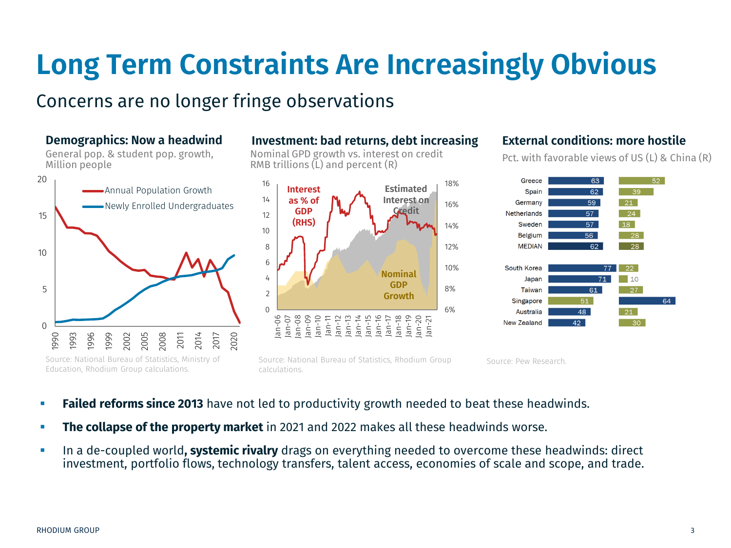# Long Term Constraints Are Increasingly Obvious

## Concerns are no longer fringe observations

### Demographics: Now a headwind

General pop. & student pop. growth, Million people

Source: National Bureau of Statistics, Ministry of Education, Rhodium Group calculations.

### Investment: bad returns, debt increasing

Nominal GPD growth vs. interest on credit RMB trillions (L) and percent (R)

Source: National Bureau of Statistics, Rhodium Group calculations.

### External conditions: more hostile

Pct. with favorable views of US (L) & China (R)

| Country | US | China |
|---|---|---|
| Greece | 63 | 52 |
| Spain | 62 | 39 |
| Germany | 59 | 21 |
| Netherlands | 57 | 24 |
| Sweden | 57 | 18 |
| Belgium | 56 | 28 |
| MEDIAN | 62 | 28 |
| South Korea | 77 | 22 |
| Japan | 71 | 10 |
| Taiwan | 61 | 27 |
| Singapore | 51 | 64 |
| Australia | 48 | 21 |
| New Zealand | 42 | 30 |

Source: Pew Research.

- **Failed reforms since 2013** have not led to productivity growth needed to beat these headwinds.
- **The collapse of the property market** in 2021 and 2022 makes all these headwinds worse.
- In a de-coupled world**, systemic rivalry** drags on everything needed to overcome these headwinds: direct investment, portfolio flows, technology transfers, talent access, economies of scale and scope, and trade.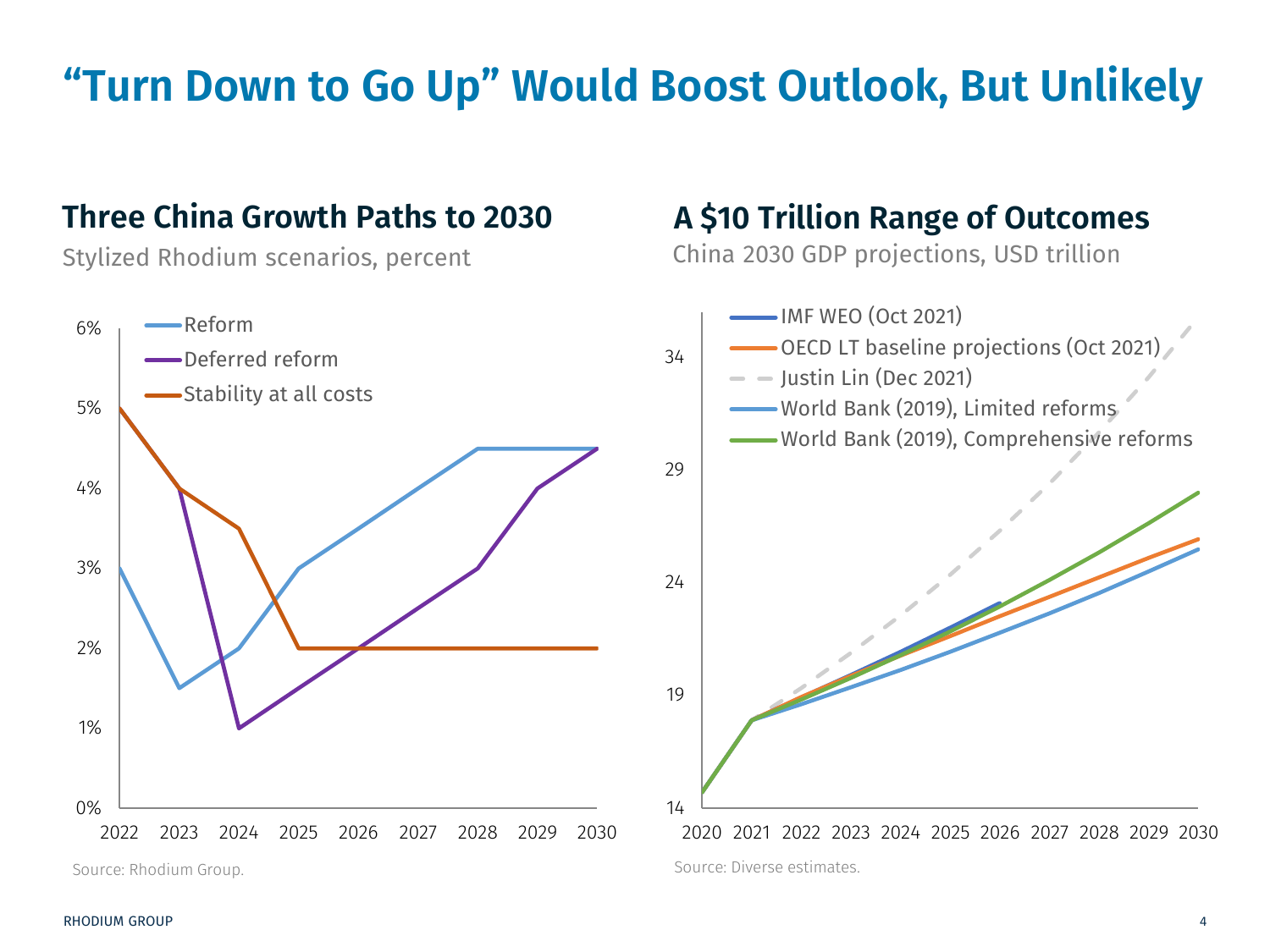# "Turn Down to Go Up" Would Boost Outlook, But Unlikely

## Three China Growth Paths to 2030

Stylized Rhodium scenarios, percent

Source: Rhodium Group.

## A $10 Trillion Range of Outcomes

China 2030 GDP projections, USD trillion

Source: Diverse estimates.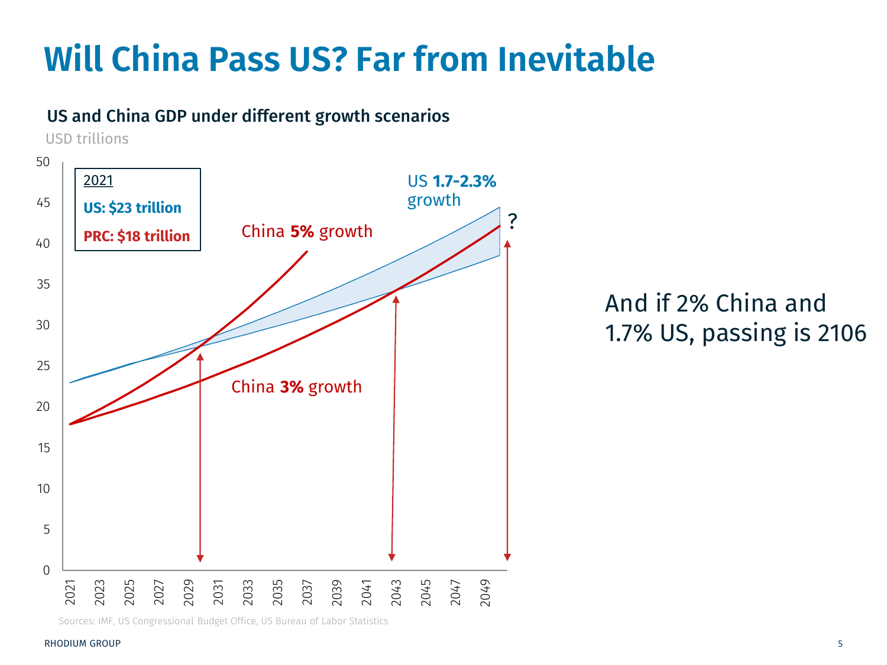# Will China Pass US? Far from Inevitable

**US and China GDP under different growth scenarios**

USD trillions

2021

**US: $23 trillion**

**PRC: $18 trillion**

US **1.7-2.3%** growth

China **5%** growth

China **3%** growth

?

50
45
40
35
30
25
20
15
10
5
0

2021 2023 2025 2027 2029 2031 2033 2035 2037 2039 2041 2043 2045 2047 2049

Sources: IMF, US Congressional Budget Office, US Bureau of Labor Statistics

And if 2% China and 1.7% US, passing is 2106